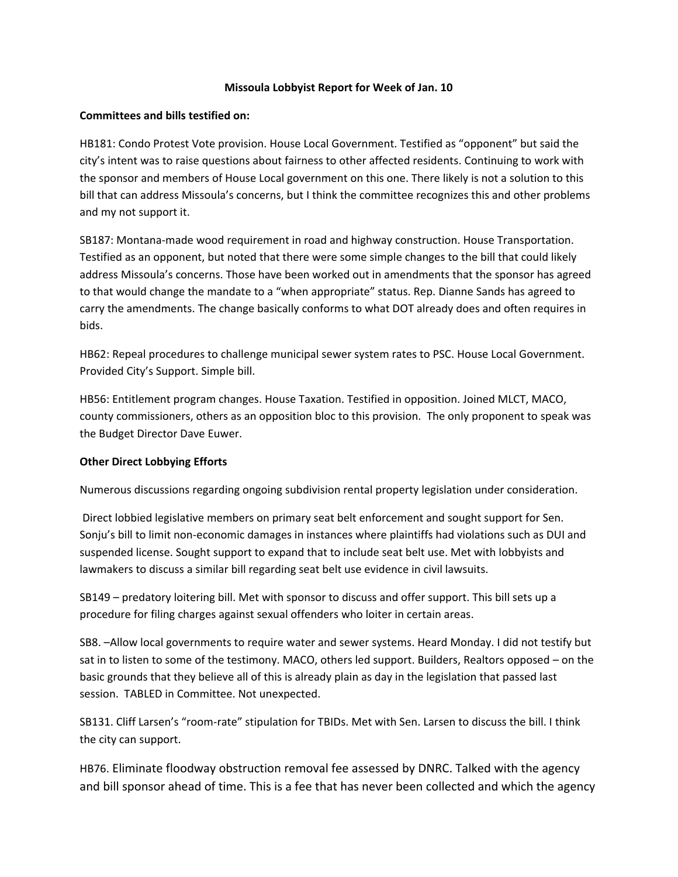**Missoula Lobbyist Report for Week of Jan. 10**

**Committees and bills testified on:**

HB181: Condo Protest Vote provision. House Local Government. Testified as "opponent" but said the city's intent was to raise questions about fairness to other affected residents. Continuing to work with the sponsor and members of House Local government on this one. There likely is not a solution to this bill that can address Missoula's concerns, but I think the committee recognizes this and other problems and my not support it.

SB187: Montana-made wood requirement in road and highway construction. House Transportation. Testified as an opponent, but noted that there were some simple changes to the bill that could likely address Missoula's concerns. Those have been worked out in amendments that the sponsor has agreed to that would change the mandate to a "when appropriate" status. Rep. Dianne Sands has agreed to carry the amendments. The change basically conforms to what DOT already does and often requires in bids.

HB62: Repeal procedures to challenge municipal sewer system rates to PSC. House Local Government. Provided City's Support. Simple bill.

HB56: Entitlement program changes. House Taxation. Testified in opposition. Joined MLCT, MACO, county commissioners, others as an opposition bloc to this provision. The only proponent to speak was the Budget Director Dave Euwer.

**Other Direct Lobbying Efforts**

Numerous discussions regarding ongoing subdivision rental property legislation under consideration.

Direct lobbied legislative members on primary seat belt enforcement and sought support for Sen. Sonju's bill to limit non-economic damages in instances where plaintiffs had violations such as DUI and suspended license. Sought support to expand that to include seat belt use. Met with lobbyists and lawmakers to discuss a similar bill regarding seat belt use evidence in civil lawsuits.

SB149 – predatory loitering bill. Met with sponsor to discuss and offer support. This bill sets up a procedure for filing charges against sexual offenders who loiter in certain areas.

SB8. –Allow local governments to require water and sewer systems. Heard Monday. I did not testify but sat in to listen to some of the testimony. MACO, others led support. Builders, Realtors opposed – on the basic grounds that they believe all of this is already plain as day in the legislation that passed last session. TABLED in Committee. Not unexpected.

SB131. Cliff Larsen's "room-rate" stipulation for TBIDs. Met with Sen. Larsen to discuss the bill. I think the city can support.

HB76. Eliminate floodway obstruction removal fee assessed by DNRC. Talked with the agency and bill sponsor ahead of time. This is a fee that has never been collected and which the agency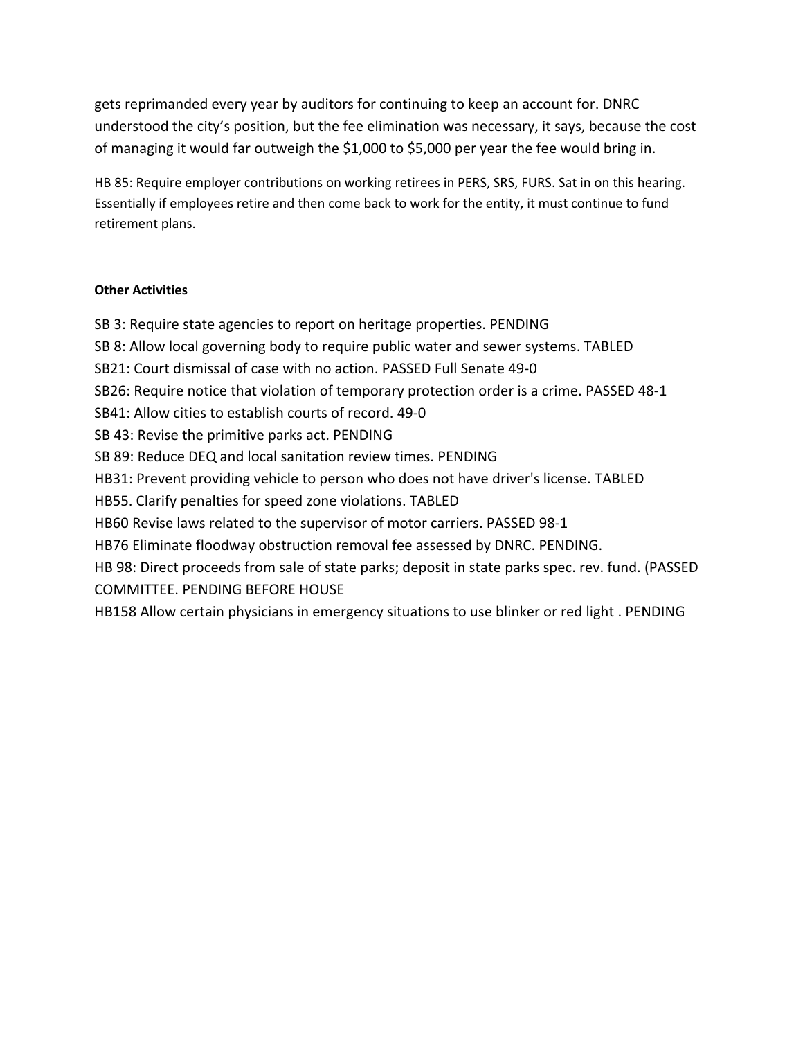gets reprimanded every year by auditors for continuing to keep an account for. DNRC understood the city's position, but the fee elimination was necessary, it says, because the cost of managing it would far outweigh the $1,000 to $5,000 per year the fee would bring in.

HB 85: Require employer contributions on working retirees in PERS, SRS, FURS. Sat in on this hearing. Essentially if employees retire and then come back to work for the entity, it must continue to fund retirement plans.

**Other Activities**

SB 3: Require state agencies to report on heritage properties. PENDING
SB 8: Allow local governing body to require public water and sewer systems. TABLED
SB21: Court dismissal of case with no action. PASSED Full Senate 49-0
SB26: Require notice that violation of temporary protection order is a crime. PASSED 48-1
SB41: Allow cities to establish courts of record. 49-0
SB 43: Revise the primitive parks act. PENDING
SB 89: Reduce DEQ and local sanitation review times. PENDING
HB31: Prevent providing vehicle to person who does not have driver's license. TABLED
HB55. Clarify penalties for speed zone violations. TABLED
HB60 Revise laws related to the supervisor of motor carriers. PASSED 98-1
HB76 Eliminate floodway obstruction removal fee assessed by DNRC. PENDING.
HB 98: Direct proceeds from sale of state parks; deposit in state parks spec. rev. fund. (PASSED COMMITTEE. PENDING BEFORE HOUSE
HB158 Allow certain physicians in emergency situations to use blinker or red light . PENDING